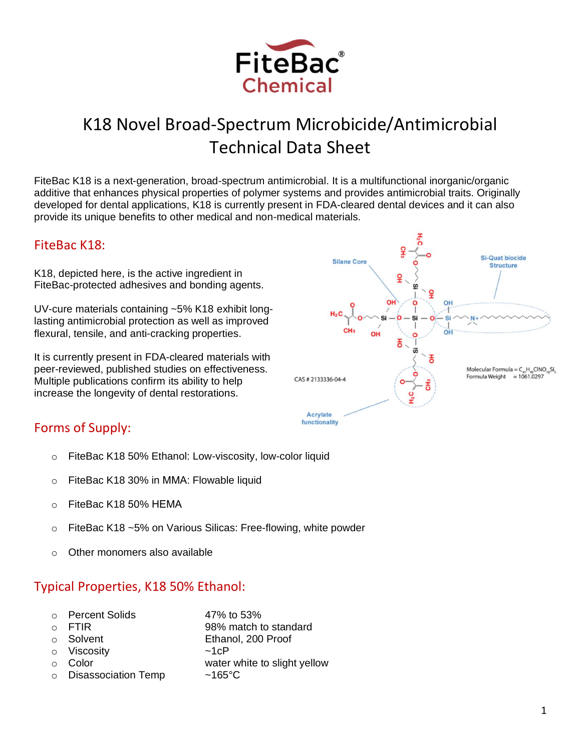# K18 Novel Broad-Spectrum Microbicide/Antimicrobial Technical Data Sheet

FiteBac K18 is a next-generation, broad-spectrum antimicrobial. It is a multifunctional inorganic/organic additive that enhances physical properties of polymer systems and provides antimicrobial traits. Originally developed for dental applications, K18 is currently present in FDA-cleared dental devices and it can also provide its unique benefits to other medical and non-medical materials.

## FiteBac K18:

K18, depicted here, is the active ingredient in FiteBac-protected adhesives and bonding agents.

UV-cure materials containing ~5% K18 exhibit long-lasting antimicrobial protection as well as improved flexural, tensile, and anti-cracking properties.

It is currently present in FDA-cleared materials with peer-reviewed, published studies on effectiveness. Multiple publications confirm its ability to help increase the longevity of dental restorations.

Silane Core

Si-Quat biocide Structure

Acrylate functionality

CAS # 2133336-04-4

Molecular Formula = $C_{41}H_{90}ClNO_{18}Si_5$
Formula Weight = 1061.0297

## Forms of Supply:

- FiteBac K18 50% Ethanol: Low-viscosity, low-color liquid
- FiteBac K18 30% in MMA: Flowable liquid
- FiteBac K18 50% HEMA
- FiteBac K18 ~5% on Various Silicas: Free-flowing, white powder
- Other monomers also available

## Typical Properties, K18 50% Ethanol:

| Property | Value |
|---|---|
| Percent Solids | 47% to 53% |
| FTIR | 98% match to standard |
| Solvent | Ethanol, 200 Proof |
| Viscosity | ~1cP |
| Color | water white to slight yellow |
| Disassociation Temp | ~165°C |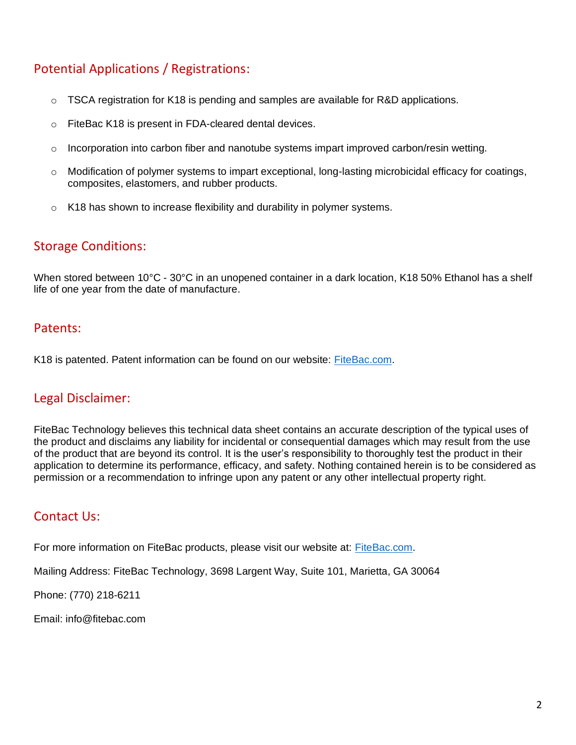## Potential Applications / Registrations:

- TSCA registration for K18 is pending and samples are available for R&D applications.
- FiteBac K18 is present in FDA-cleared dental devices.
- Incorporation into carbon fiber and nanotube systems impart improved carbon/resin wetting.
- Modification of polymer systems to impart exceptional, long-lasting microbicidal efficacy for coatings, composites, elastomers, and rubber products.
- K18 has shown to increase flexibility and durability in polymer systems.

## Storage Conditions:

When stored between 10°C - 30°C in an unopened container in a dark location, K18 50% Ethanol has a shelf life of one year from the date of manufacture.

## Patents:

K18 is patented. Patent information can be found on our website: FiteBac.com.

## Legal Disclaimer:

FiteBac Technology believes this technical data sheet contains an accurate description of the typical uses of the product and disclaims any liability for incidental or consequential damages which may result from the use of the product that are beyond its control. It is the user's responsibility to thoroughly test the product in their application to determine its performance, efficacy, and safety. Nothing contained herein is to be considered as permission or a recommendation to infringe upon any patent or any other intellectual property right.

## Contact Us:

For more information on FiteBac products, please visit our website at: FiteBac.com.

Mailing Address: FiteBac Technology, 3698 Largent Way, Suite 101, Marietta, GA 30064

Phone: (770) 218-6211

Email: info@fitebac.com